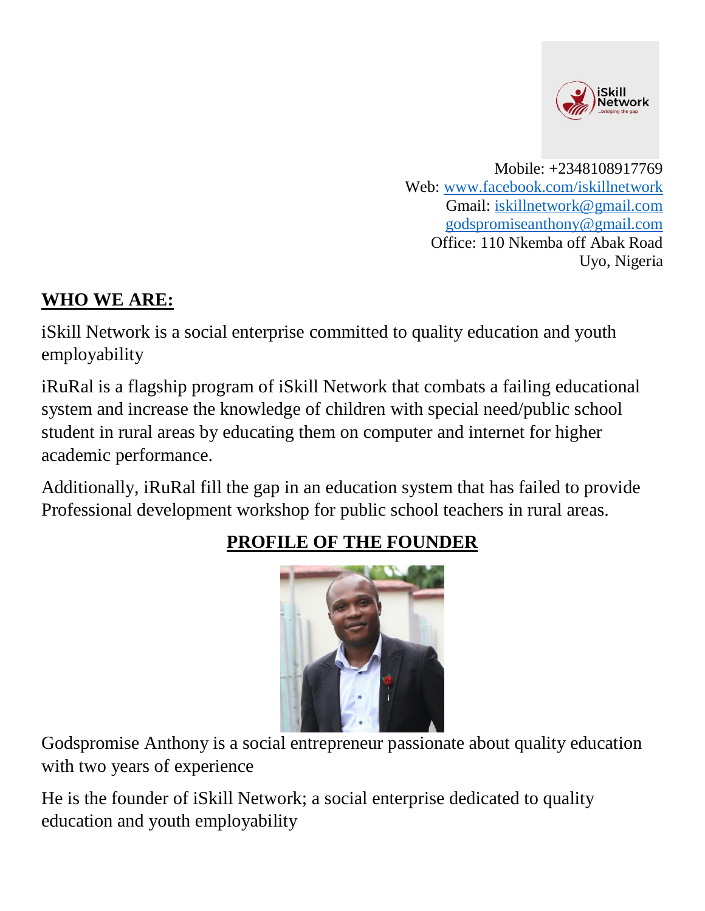Mobile: +2348108917769
Web: www.facebook.com/iskillnetwork
Gmail: iskillnetwork@gmail.com
godspromiseanthony@gmail.com
Office: 110 Nkemba off Abak Road
Uyo, Nigeria

## WHO WE ARE:

iSkill Network is a social enterprise committed to quality education and youth employability

iRuRal is a flagship program of iSkill Network that combats a failing educational system and increase the knowledge of children with special need/public school student in rural areas by educating them on computer and internet for higher academic performance.

Additionally, iRuRal fill the gap in an education system that has failed to provide Professional development workshop for public school teachers in rural areas.

## PROFILE OF THE FOUNDER

Godspromise Anthony is a social entrepreneur passionate about quality education with two years of experience

He is the founder of iSkill Network; a social enterprise dedicated to quality education and youth employability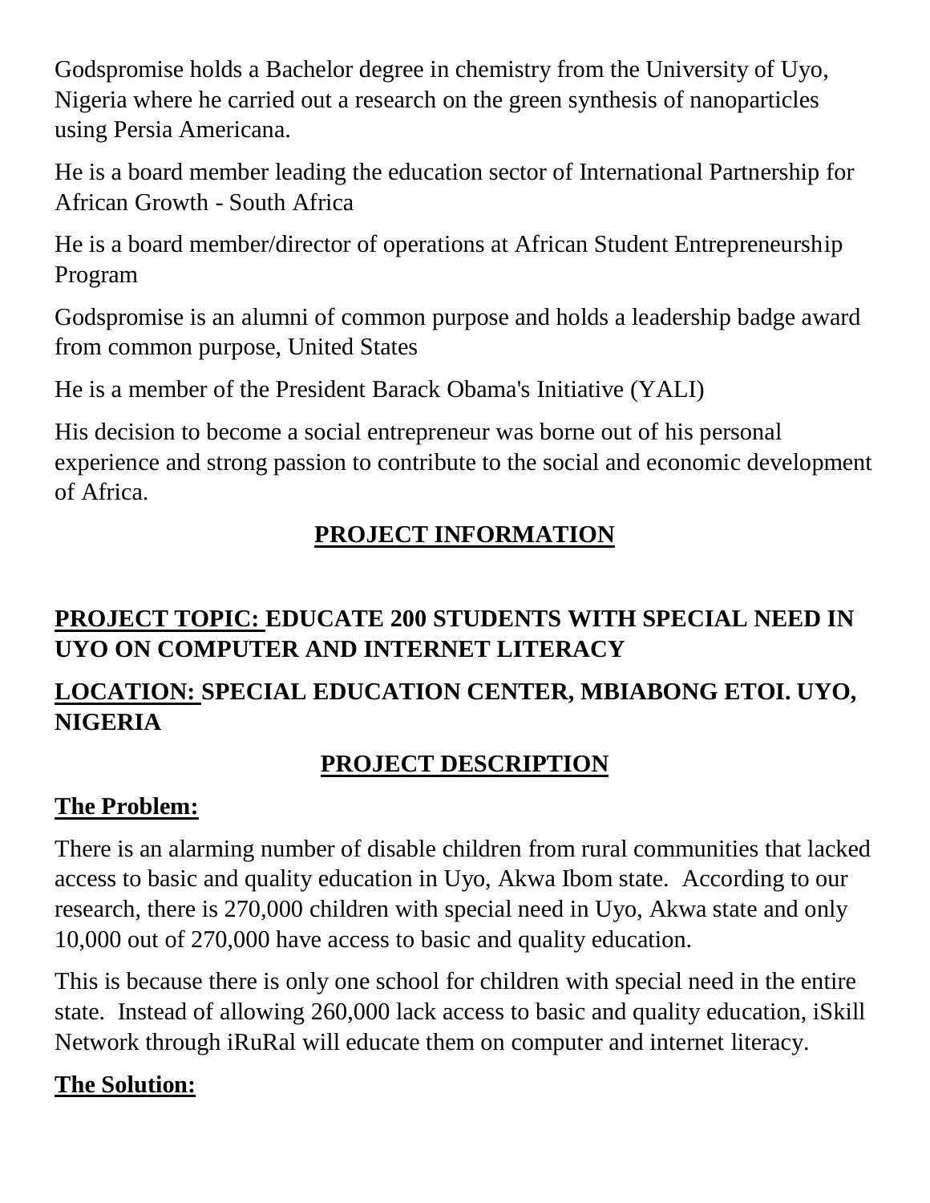Godspromise holds a Bachelor degree in chemistry from the University of Uyo, Nigeria where he carried out a research on the green synthesis of nanoparticles using Persia Americana.

He is a board member leading the education sector of International Partnership for African Growth - South Africa

He is a board member/director of operations at African Student Entrepreneurship Program

Godspromise is an alumni of common purpose and holds a leadership badge award from common purpose, United States

He is a member of the President Barack Obama's Initiative (YALI)

His decision to become a social entrepreneur was borne out of his personal experience and strong passion to contribute to the social and economic development of Africa.

## **PROJECT INFORMATION**

### **PROJECT TOPIC: EDUCATE 200 STUDENTS WITH SPECIAL NEED IN UYO ON COMPUTER AND INTERNET LITERACY**

### **LOCATION: SPECIAL EDUCATION CENTER, MBIABONG ETOI. UYO, NIGERIA**

## **PROJECT DESCRIPTION**

### **The Problem:**

There is an alarming number of disable children from rural communities that lacked access to basic and quality education in Uyo, Akwa Ibom state. According to our research, there is 270,000 children with special need in Uyo, Akwa state and only 10,000 out of 270,000 have access to basic and quality education.

This is because there is only one school for children with special need in the entire state. Instead of allowing 260,000 lack access to basic and quality education, iSkill Network through iRuRal will educate them on computer and internet literacy.

### **The Solution:**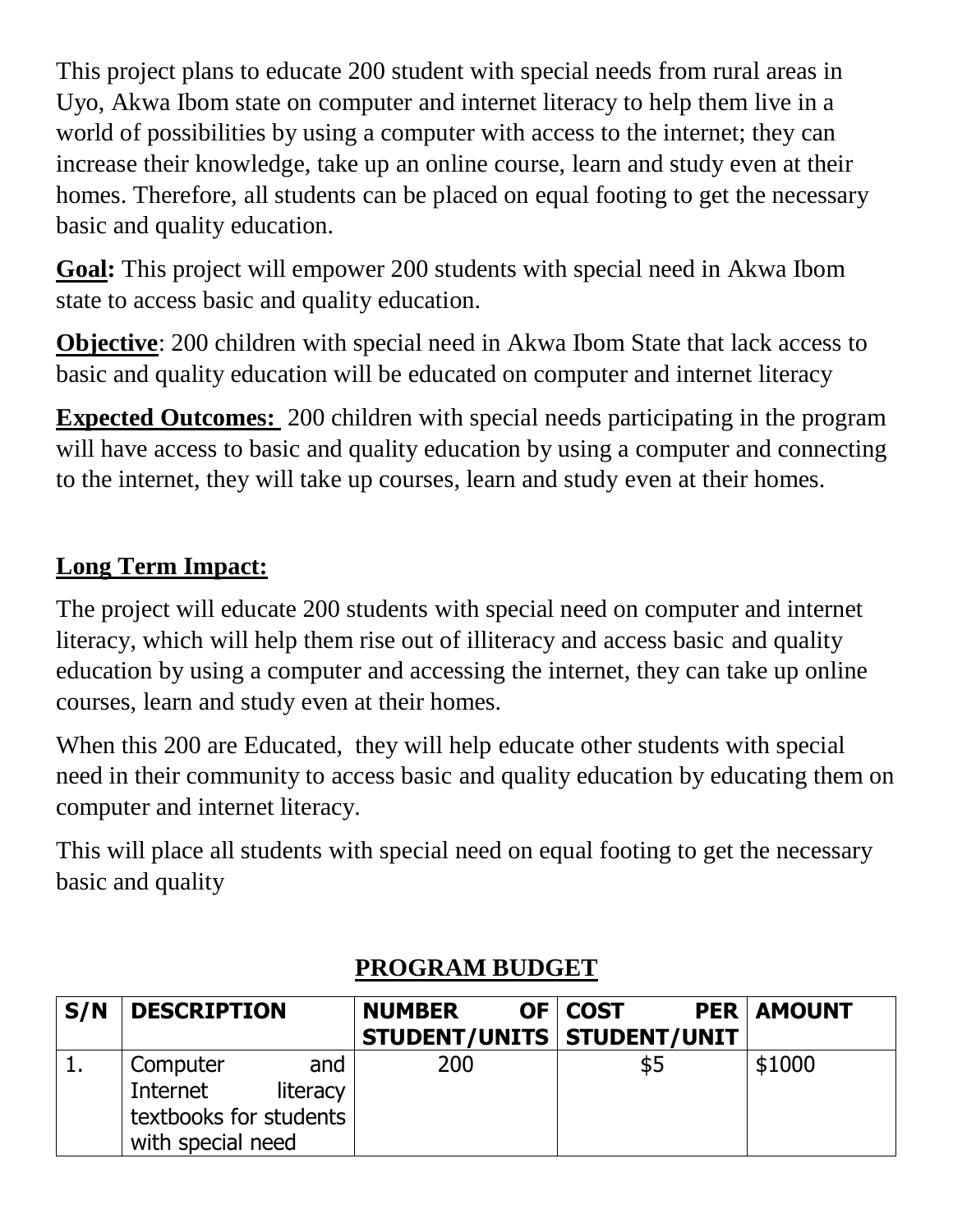This project plans to educate 200 student with special needs from rural areas in Uyo, Akwa Ibom state on computer and internet literacy to help them live in a world of possibilities by using a computer with access to the internet; they can increase their knowledge, take up an online course, learn and study even at their homes. Therefore, all students can be placed on equal footing to get the necessary basic and quality education.

**Goal:** This project will empower 200 students with special need in Akwa Ibom state to access basic and quality education.

**Objective**: 200 children with special need in Akwa Ibom State that lack access to basic and quality education will be educated on computer and internet literacy

**Expected Outcomes:** 200 children with special needs participating in the program will have access to basic and quality education by using a computer and connecting to the internet, they will take up courses, learn and study even at their homes.

## Long Term Impact:

The project will educate 200 students with special need on computer and internet literacy, which will help them rise out of illiteracy and access basic and quality education by using a computer and accessing the internet, they can take up online courses, learn and study even at their homes.

When this 200 are Educated, they will help educate other students with special need in their community to access basic and quality education by educating them on computer and internet literacy.

This will place all students with special need on equal footing to get the necessary basic and quality

## PROGRAM BUDGET

| S/N | DESCRIPTION | NUMBER OF STUDENT/UNITS | COST PER STUDENT/UNIT | AMOUNT |
|---|---|---|---|---|
| 1. | Computer and Internet literacy textbooks for students with special need | 200 | $5 | $1000 |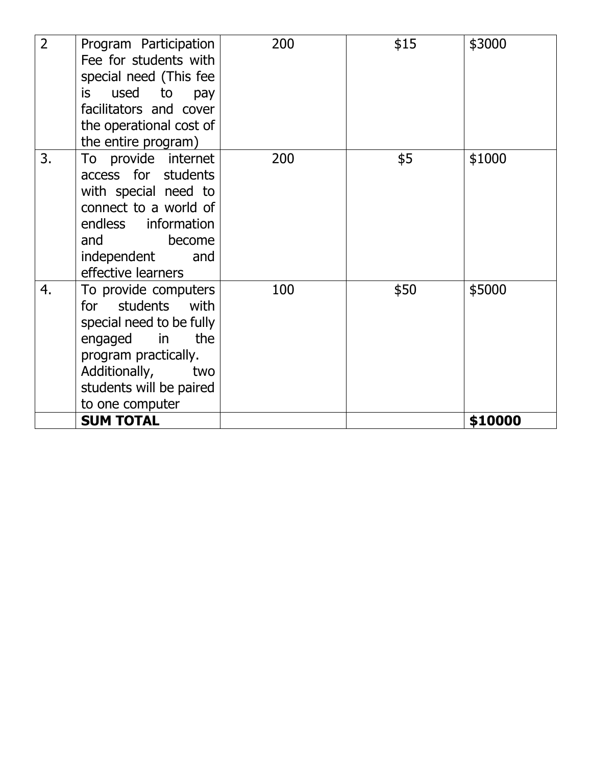| | | | | |
|---|---|---|---|---|
| 2 | Program Participation Fee for students with special need (This fee is used to pay facilitators and cover the operational cost of the entire program) | 200 | $15 | $3000 |
| 3. | To provide internet access for students with special need to connect to a world of endless information and become independent and effective learners | 200 | $5 | $1000 |
| 4. | To provide computers for students with special need to be fully engaged in the program practically. Additionally, two students will be paired to one computer | 100 | $50 | $5000 |
| | **SUM TOTAL** | | | **$10000** |